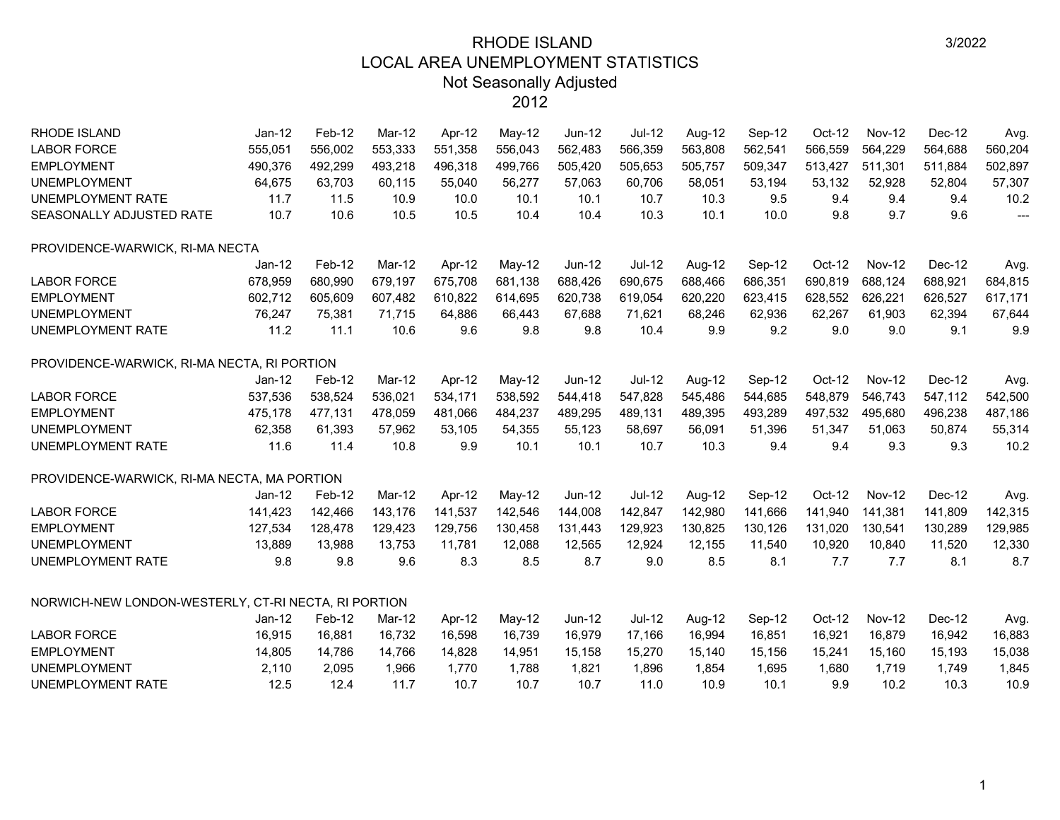# RHODE ISLAND
## LOCAL AREA UNEMPLOYMENT STATISTICS
### Not Seasonally Adjusted
### 2012

3/2022

| RHODE ISLAND | Jan-12 | Feb-12 | Mar-12 | Apr-12 | May-12 | Jun-12 | Jul-12 | Aug-12 | Sep-12 | Oct-12 | Nov-12 | Dec-12 | Avg. |
|---|---|---|---|---|---|---|---|---|---|---|---|---|---|
| LABOR FORCE | 555,051 | 556,002 | 553,333 | 551,358 | 556,043 | 562,483 | 566,359 | 563,808 | 562,541 | 566,559 | 564,229 | 564,688 | 560,204 |
| EMPLOYMENT | 490,376 | 492,299 | 493,218 | 496,318 | 499,766 | 505,420 | 505,653 | 505,757 | 509,347 | 513,427 | 511,301 | 511,884 | 502,897 |
| UNEMPLOYMENT | 64,675 | 63,703 | 60,115 | 55,040 | 56,277 | 57,063 | 60,706 | 58,051 | 53,194 | 53,132 | 52,928 | 52,804 | 57,307 |
| UNEMPLOYMENT RATE | 11.7 | 11.5 | 10.9 | 10.0 | 10.1 | 10.1 | 10.7 | 10.3 | 9.5 | 9.4 | 9.4 | 9.4 | 10.2 |
| SEASONALLY ADJUSTED RATE | 10.7 | 10.6 | 10.5 | 10.5 | 10.4 | 10.4 | 10.3 | 10.1 | 10.0 | 9.8 | 9.7 | 9.6 | --- |

PROVIDENCE-WARWICK, RI-MA NECTA

| | Jan-12 | Feb-12 | Mar-12 | Apr-12 | May-12 | Jun-12 | Jul-12 | Aug-12 | Sep-12 | Oct-12 | Nov-12 | Dec-12 | Avg. |
|---|---|---|---|---|---|---|---|---|---|---|---|---|---|
| LABOR FORCE | 678,959 | 680,990 | 679,197 | 675,708 | 681,138 | 688,426 | 690,675 | 688,466 | 686,351 | 690,819 | 688,124 | 688,921 | 684,815 |
| EMPLOYMENT | 602,712 | 605,609 | 607,482 | 610,822 | 614,695 | 620,738 | 619,054 | 620,220 | 623,415 | 628,552 | 626,221 | 626,527 | 617,171 |
| UNEMPLOYMENT | 76,247 | 75,381 | 71,715 | 64,886 | 66,443 | 67,688 | 71,621 | 68,246 | 62,936 | 62,267 | 61,903 | 62,394 | 67,644 |
| UNEMPLOYMENT RATE | 11.2 | 11.1 | 10.6 | 9.6 | 9.8 | 9.8 | 10.4 | 9.9 | 9.2 | 9.0 | 9.0 | 9.1 | 9.9 |

PROVIDENCE-WARWICK, RI-MA NECTA, RI PORTION

| | Jan-12 | Feb-12 | Mar-12 | Apr-12 | May-12 | Jun-12 | Jul-12 | Aug-12 | Sep-12 | Oct-12 | Nov-12 | Dec-12 | Avg. |
|---|---|---|---|---|---|---|---|---|---|---|---|---|---|
| LABOR FORCE | 537,536 | 538,524 | 536,021 | 534,171 | 538,592 | 544,418 | 547,828 | 545,486 | 544,685 | 548,879 | 546,743 | 547,112 | 542,500 |
| EMPLOYMENT | 475,178 | 477,131 | 478,059 | 481,066 | 484,237 | 489,295 | 489,131 | 489,395 | 493,289 | 497,532 | 495,680 | 496,238 | 487,186 |
| UNEMPLOYMENT | 62,358 | 61,393 | 57,962 | 53,105 | 54,355 | 55,123 | 58,697 | 56,091 | 51,396 | 51,347 | 51,063 | 50,874 | 55,314 |
| UNEMPLOYMENT RATE | 11.6 | 11.4 | 10.8 | 9.9 | 10.1 | 10.1 | 10.7 | 10.3 | 9.4 | 9.4 | 9.3 | 9.3 | 10.2 |

PROVIDENCE-WARWICK, RI-MA NECTA, MA PORTION

| | Jan-12 | Feb-12 | Mar-12 | Apr-12 | May-12 | Jun-12 | Jul-12 | Aug-12 | Sep-12 | Oct-12 | Nov-12 | Dec-12 | Avg. |
|---|---|---|---|---|---|---|---|---|---|---|---|---|---|
| LABOR FORCE | 141,423 | 142,466 | 143,176 | 141,537 | 142,546 | 144,008 | 142,847 | 142,980 | 141,666 | 141,940 | 141,381 | 141,809 | 142,315 |
| EMPLOYMENT | 127,534 | 128,478 | 129,423 | 129,756 | 130,458 | 131,443 | 129,923 | 130,825 | 130,126 | 131,020 | 130,541 | 130,289 | 129,985 |
| UNEMPLOYMENT | 13,889 | 13,988 | 13,753 | 11,781 | 12,088 | 12,565 | 12,924 | 12,155 | 11,540 | 10,920 | 10,840 | 11,520 | 12,330 |
| UNEMPLOYMENT RATE | 9.8 | 9.8 | 9.6 | 8.3 | 8.5 | 8.7 | 9.0 | 8.5 | 8.1 | 7.7 | 7.7 | 8.1 | 8.7 |

NORWICH-NEW LONDON-WESTERLY, CT-RI NECTA, RI PORTION

| | Jan-12 | Feb-12 | Mar-12 | Apr-12 | May-12 | Jun-12 | Jul-12 | Aug-12 | Sep-12 | Oct-12 | Nov-12 | Dec-12 | Avg. |
|---|---|---|---|---|---|---|---|---|---|---|---|---|---|
| LABOR FORCE | 16,915 | 16,881 | 16,732 | 16,598 | 16,739 | 16,979 | 17,166 | 16,994 | 16,851 | 16,921 | 16,879 | 16,942 | 16,883 |
| EMPLOYMENT | 14,805 | 14,786 | 14,766 | 14,828 | 14,951 | 15,158 | 15,270 | 15,140 | 15,156 | 15,241 | 15,160 | 15,193 | 15,038 |
| UNEMPLOYMENT | 2,110 | 2,095 | 1,966 | 1,770 | 1,788 | 1,821 | 1,896 | 1,854 | 1,695 | 1,680 | 1,719 | 1,749 | 1,845 |
| UNEMPLOYMENT RATE | 12.5 | 12.4 | 11.7 | 10.7 | 10.7 | 10.7 | 11.0 | 10.9 | 10.1 | 9.9 | 10.2 | 10.3 | 10.9 |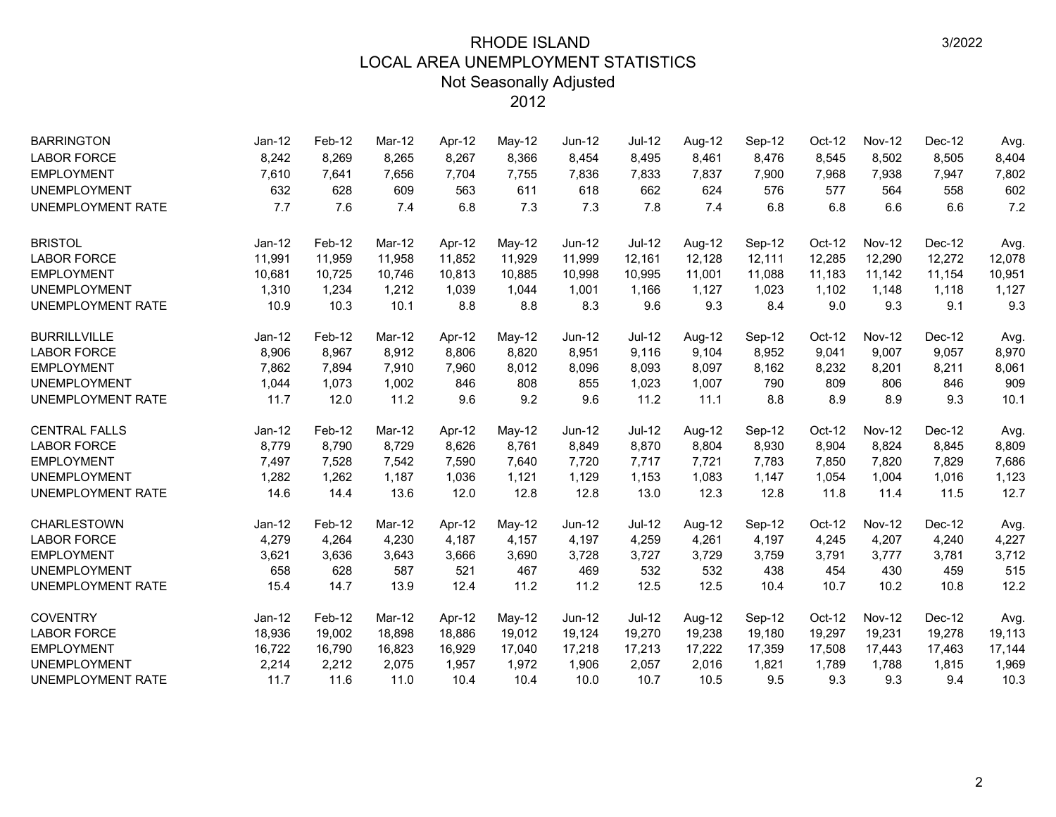# RHODE ISLAND
## LOCAL AREA UNEMPLOYMENT STATISTICS
### Not Seasonally Adjusted
### 2012

3/2022

| BARRINGTON | Jan-12 | Feb-12 | Mar-12 | Apr-12 | May-12 | Jun-12 | Jul-12 | Aug-12 | Sep-12 | Oct-12 | Nov-12 | Dec-12 | Avg. |
|---|---|---|---|---|---|---|---|---|---|---|---|---|---|
| LABOR FORCE | 8,242 | 8,269 | 8,265 | 8,267 | 8,366 | 8,454 | 8,495 | 8,461 | 8,476 | 8,545 | 8,502 | 8,505 | 8,404 |
| EMPLOYMENT | 7,610 | 7,641 | 7,656 | 7,704 | 7,755 | 7,836 | 7,833 | 7,837 | 7,900 | 7,968 | 7,938 | 7,947 | 7,802 |
| UNEMPLOYMENT | 632 | 628 | 609 | 563 | 611 | 618 | 662 | 624 | 576 | 577 | 564 | 558 | 602 |
| UNEMPLOYMENT RATE | 7.7 | 7.6 | 7.4 | 6.8 | 7.3 | 7.3 | 7.8 | 7.4 | 6.8 | 6.8 | 6.6 | 6.6 | 7.2 |

| BRISTOL | Jan-12 | Feb-12 | Mar-12 | Apr-12 | May-12 | Jun-12 | Jul-12 | Aug-12 | Sep-12 | Oct-12 | Nov-12 | Dec-12 | Avg. |
|---|---|---|---|---|---|---|---|---|---|---|---|---|---|
| LABOR FORCE | 11,991 | 11,959 | 11,958 | 11,852 | 11,929 | 11,999 | 12,161 | 12,128 | 12,111 | 12,285 | 12,290 | 12,272 | 12,078 |
| EMPLOYMENT | 10,681 | 10,725 | 10,746 | 10,813 | 10,885 | 10,998 | 10,995 | 11,001 | 11,088 | 11,183 | 11,142 | 11,154 | 10,951 |
| UNEMPLOYMENT | 1,310 | 1,234 | 1,212 | 1,039 | 1,044 | 1,001 | 1,166 | 1,127 | 1,023 | 1,102 | 1,148 | 1,118 | 1,127 |
| UNEMPLOYMENT RATE | 10.9 | 10.3 | 10.1 | 8.8 | 8.8 | 8.3 | 9.6 | 9.3 | 8.4 | 9.0 | 9.3 | 9.1 | 9.3 |

| BURRILLVILLE | Jan-12 | Feb-12 | Mar-12 | Apr-12 | May-12 | Jun-12 | Jul-12 | Aug-12 | Sep-12 | Oct-12 | Nov-12 | Dec-12 | Avg. |
|---|---|---|---|---|---|---|---|---|---|---|---|---|---|
| LABOR FORCE | 8,906 | 8,967 | 8,912 | 8,806 | 8,820 | 8,951 | 9,116 | 9,104 | 8,952 | 9,041 | 9,007 | 9,057 | 8,970 |
| EMPLOYMENT | 7,862 | 7,894 | 7,910 | 7,960 | 8,012 | 8,096 | 8,093 | 8,097 | 8,162 | 8,232 | 8,201 | 8,211 | 8,061 |
| UNEMPLOYMENT | 1,044 | 1,073 | 1,002 | 846 | 808 | 855 | 1,023 | 1,007 | 790 | 809 | 806 | 846 | 909 |
| UNEMPLOYMENT RATE | 11.7 | 12.0 | 11.2 | 9.6 | 9.2 | 9.6 | 11.2 | 11.1 | 8.8 | 8.9 | 8.9 | 9.3 | 10.1 |

| CENTRAL FALLS | Jan-12 | Feb-12 | Mar-12 | Apr-12 | May-12 | Jun-12 | Jul-12 | Aug-12 | Sep-12 | Oct-12 | Nov-12 | Dec-12 | Avg. |
|---|---|---|---|---|---|---|---|---|---|---|---|---|---|
| LABOR FORCE | 8,779 | 8,790 | 8,729 | 8,626 | 8,761 | 8,849 | 8,870 | 8,804 | 8,930 | 8,904 | 8,824 | 8,845 | 8,809 |
| EMPLOYMENT | 7,497 | 7,528 | 7,542 | 7,590 | 7,640 | 7,720 | 7,717 | 7,721 | 7,783 | 7,850 | 7,820 | 7,829 | 7,686 |
| UNEMPLOYMENT | 1,282 | 1,262 | 1,187 | 1,036 | 1,121 | 1,129 | 1,153 | 1,083 | 1,147 | 1,054 | 1,004 | 1,016 | 1,123 |
| UNEMPLOYMENT RATE | 14.6 | 14.4 | 13.6 | 12.0 | 12.8 | 12.8 | 13.0 | 12.3 | 12.8 | 11.8 | 11.4 | 11.5 | 12.7 |

| CHARLESTOWN | Jan-12 | Feb-12 | Mar-12 | Apr-12 | May-12 | Jun-12 | Jul-12 | Aug-12 | Sep-12 | Oct-12 | Nov-12 | Dec-12 | Avg. |
|---|---|---|---|---|---|---|---|---|---|---|---|---|---|
| LABOR FORCE | 4,279 | 4,264 | 4,230 | 4,187 | 4,157 | 4,197 | 4,259 | 4,261 | 4,197 | 4,245 | 4,207 | 4,240 | 4,227 |
| EMPLOYMENT | 3,621 | 3,636 | 3,643 | 3,666 | 3,690 | 3,728 | 3,727 | 3,729 | 3,759 | 3,791 | 3,777 | 3,781 | 3,712 |
| UNEMPLOYMENT | 658 | 628 | 587 | 521 | 467 | 469 | 532 | 532 | 438 | 454 | 430 | 459 | 515 |
| UNEMPLOYMENT RATE | 15.4 | 14.7 | 13.9 | 12.4 | 11.2 | 11.2 | 12.5 | 12.5 | 10.4 | 10.7 | 10.2 | 10.8 | 12.2 |

| COVENTRY | Jan-12 | Feb-12 | Mar-12 | Apr-12 | May-12 | Jun-12 | Jul-12 | Aug-12 | Sep-12 | Oct-12 | Nov-12 | Dec-12 | Avg. |
|---|---|---|---|---|---|---|---|---|---|---|---|---|---|
| LABOR FORCE | 18,936 | 19,002 | 18,898 | 18,886 | 19,012 | 19,124 | 19,270 | 19,238 | 19,180 | 19,297 | 19,231 | 19,278 | 19,113 |
| EMPLOYMENT | 16,722 | 16,790 | 16,823 | 16,929 | 17,040 | 17,218 | 17,213 | 17,222 | 17,359 | 17,508 | 17,443 | 17,463 | 17,144 |
| UNEMPLOYMENT | 2,214 | 2,212 | 2,075 | 1,957 | 1,972 | 1,906 | 2,057 | 2,016 | 1,821 | 1,789 | 1,788 | 1,815 | 1,969 |
| UNEMPLOYMENT RATE | 11.7 | 11.6 | 11.0 | 10.4 | 10.4 | 10.0 | 10.7 | 10.5 | 9.5 | 9.3 | 9.3 | 9.4 | 10.3 |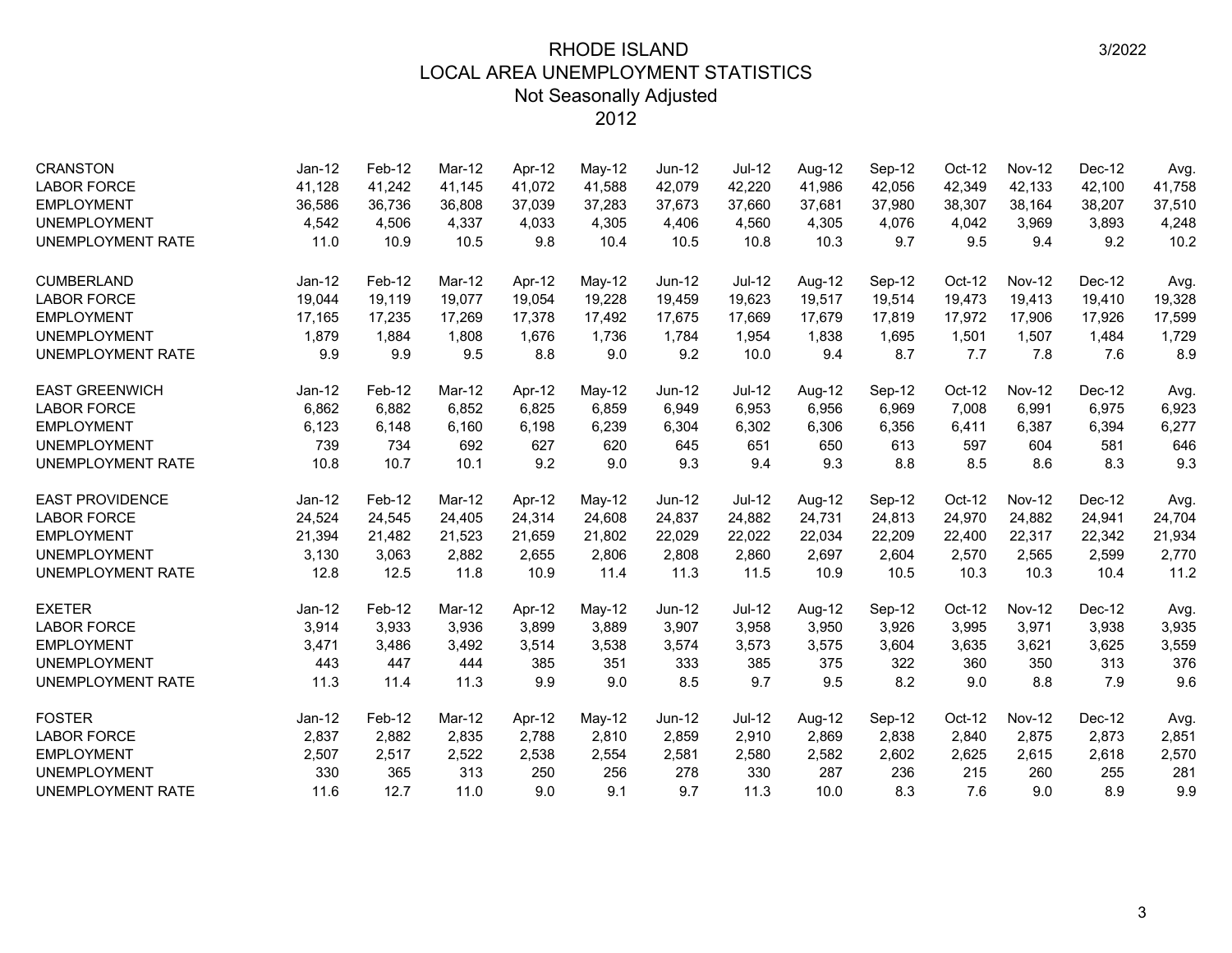# RHODE ISLAND
## LOCAL AREA UNEMPLOYMENT STATISTICS
### Not Seasonally Adjusted
### 2012

3/2022

| CRANSTON | Jan-12 | Feb-12 | Mar-12 | Apr-12 | May-12 | Jun-12 | Jul-12 | Aug-12 | Sep-12 | Oct-12 | Nov-12 | Dec-12 | Avg. |
|---|---|---|---|---|---|---|---|---|---|---|---|---|---|
| LABOR FORCE | 41,128 | 41,242 | 41,145 | 41,072 | 41,588 | 42,079 | 42,220 | 41,986 | 42,056 | 42,349 | 42,133 | 42,100 | 41,758 |
| EMPLOYMENT | 36,586 | 36,736 | 36,808 | 37,039 | 37,283 | 37,673 | 37,660 | 37,681 | 37,980 | 38,307 | 38,164 | 38,207 | 37,510 |
| UNEMPLOYMENT | 4,542 | 4,506 | 4,337 | 4,033 | 4,305 | 4,406 | 4,560 | 4,305 | 4,076 | 4,042 | 3,969 | 3,893 | 4,248 |
| UNEMPLOYMENT RATE | 11.0 | 10.9 | 10.5 | 9.8 | 10.4 | 10.5 | 10.8 | 10.3 | 9.7 | 9.5 | 9.4 | 9.2 | 10.2 |

| CUMBERLAND | Jan-12 | Feb-12 | Mar-12 | Apr-12 | May-12 | Jun-12 | Jul-12 | Aug-12 | Sep-12 | Oct-12 | Nov-12 | Dec-12 | Avg. |
|---|---|---|---|---|---|---|---|---|---|---|---|---|---|
| LABOR FORCE | 19,044 | 19,119 | 19,077 | 19,054 | 19,228 | 19,459 | 19,623 | 19,517 | 19,514 | 19,473 | 19,413 | 19,410 | 19,328 |
| EMPLOYMENT | 17,165 | 17,235 | 17,269 | 17,378 | 17,492 | 17,675 | 17,669 | 17,679 | 17,819 | 17,972 | 17,906 | 17,926 | 17,599 |
| UNEMPLOYMENT | 1,879 | 1,884 | 1,808 | 1,676 | 1,736 | 1,784 | 1,954 | 1,838 | 1,695 | 1,501 | 1,507 | 1,484 | 1,729 |
| UNEMPLOYMENT RATE | 9.9 | 9.9 | 9.5 | 8.8 | 9.0 | 9.2 | 10.0 | 9.4 | 8.7 | 7.7 | 7.8 | 7.6 | 8.9 |

| EAST GREENWICH | Jan-12 | Feb-12 | Mar-12 | Apr-12 | May-12 | Jun-12 | Jul-12 | Aug-12 | Sep-12 | Oct-12 | Nov-12 | Dec-12 | Avg. |
|---|---|---|---|---|---|---|---|---|---|---|---|---|---|
| LABOR FORCE | 6,862 | 6,882 | 6,852 | 6,825 | 6,859 | 6,949 | 6,953 | 6,956 | 6,969 | 7,008 | 6,991 | 6,975 | 6,923 |
| EMPLOYMENT | 6,123 | 6,148 | 6,160 | 6,198 | 6,239 | 6,304 | 6,302 | 6,306 | 6,356 | 6,411 | 6,387 | 6,394 | 6,277 |
| UNEMPLOYMENT | 739 | 734 | 692 | 627 | 620 | 645 | 651 | 650 | 613 | 597 | 604 | 581 | 646 |
| UNEMPLOYMENT RATE | 10.8 | 10.7 | 10.1 | 9.2 | 9.0 | 9.3 | 9.4 | 9.3 | 8.8 | 8.5 | 8.6 | 8.3 | 9.3 |

| EAST PROVIDENCE | Jan-12 | Feb-12 | Mar-12 | Apr-12 | May-12 | Jun-12 | Jul-12 | Aug-12 | Sep-12 | Oct-12 | Nov-12 | Dec-12 | Avg. |
|---|---|---|---|---|---|---|---|---|---|---|---|---|---|
| LABOR FORCE | 24,524 | 24,545 | 24,405 | 24,314 | 24,608 | 24,837 | 24,882 | 24,731 | 24,813 | 24,970 | 24,882 | 24,941 | 24,704 |
| EMPLOYMENT | 21,394 | 21,482 | 21,523 | 21,659 | 21,802 | 22,029 | 22,022 | 22,034 | 22,209 | 22,400 | 22,317 | 22,342 | 21,934 |
| UNEMPLOYMENT | 3,130 | 3,063 | 2,882 | 2,655 | 2,806 | 2,808 | 2,860 | 2,697 | 2,604 | 2,570 | 2,565 | 2,599 | 2,770 |
| UNEMPLOYMENT RATE | 12.8 | 12.5 | 11.8 | 10.9 | 11.4 | 11.3 | 11.5 | 10.9 | 10.5 | 10.3 | 10.3 | 10.4 | 11.2 |

| EXETER | Jan-12 | Feb-12 | Mar-12 | Apr-12 | May-12 | Jun-12 | Jul-12 | Aug-12 | Sep-12 | Oct-12 | Nov-12 | Dec-12 | Avg. |
|---|---|---|---|---|---|---|---|---|---|---|---|---|---|
| LABOR FORCE | 3,914 | 3,933 | 3,936 | 3,899 | 3,889 | 3,907 | 3,958 | 3,950 | 3,926 | 3,995 | 3,971 | 3,938 | 3,935 |
| EMPLOYMENT | 3,471 | 3,486 | 3,492 | 3,514 | 3,538 | 3,574 | 3,573 | 3,575 | 3,604 | 3,635 | 3,621 | 3,625 | 3,559 |
| UNEMPLOYMENT | 443 | 447 | 444 | 385 | 351 | 333 | 385 | 375 | 322 | 360 | 350 | 313 | 376 |
| UNEMPLOYMENT RATE | 11.3 | 11.4 | 11.3 | 9.9 | 9.0 | 8.5 | 9.7 | 9.5 | 8.2 | 9.0 | 8.8 | 7.9 | 9.6 |

| FOSTER | Jan-12 | Feb-12 | Mar-12 | Apr-12 | May-12 | Jun-12 | Jul-12 | Aug-12 | Sep-12 | Oct-12 | Nov-12 | Dec-12 | Avg. |
|---|---|---|---|---|---|---|---|---|---|---|---|---|---|
| LABOR FORCE | 2,837 | 2,882 | 2,835 | 2,788 | 2,810 | 2,859 | 2,910 | 2,869 | 2,838 | 2,840 | 2,875 | 2,873 | 2,851 |
| EMPLOYMENT | 2,507 | 2,517 | 2,522 | 2,538 | 2,554 | 2,581 | 2,580 | 2,582 | 2,602 | 2,625 | 2,615 | 2,618 | 2,570 |
| UNEMPLOYMENT | 330 | 365 | 313 | 250 | 256 | 278 | 330 | 287 | 236 | 215 | 260 | 255 | 281 |
| UNEMPLOYMENT RATE | 11.6 | 12.7 | 11.0 | 9.0 | 9.1 | 9.7 | 11.3 | 10.0 | 8.3 | 7.6 | 9.0 | 8.9 | 9.9 |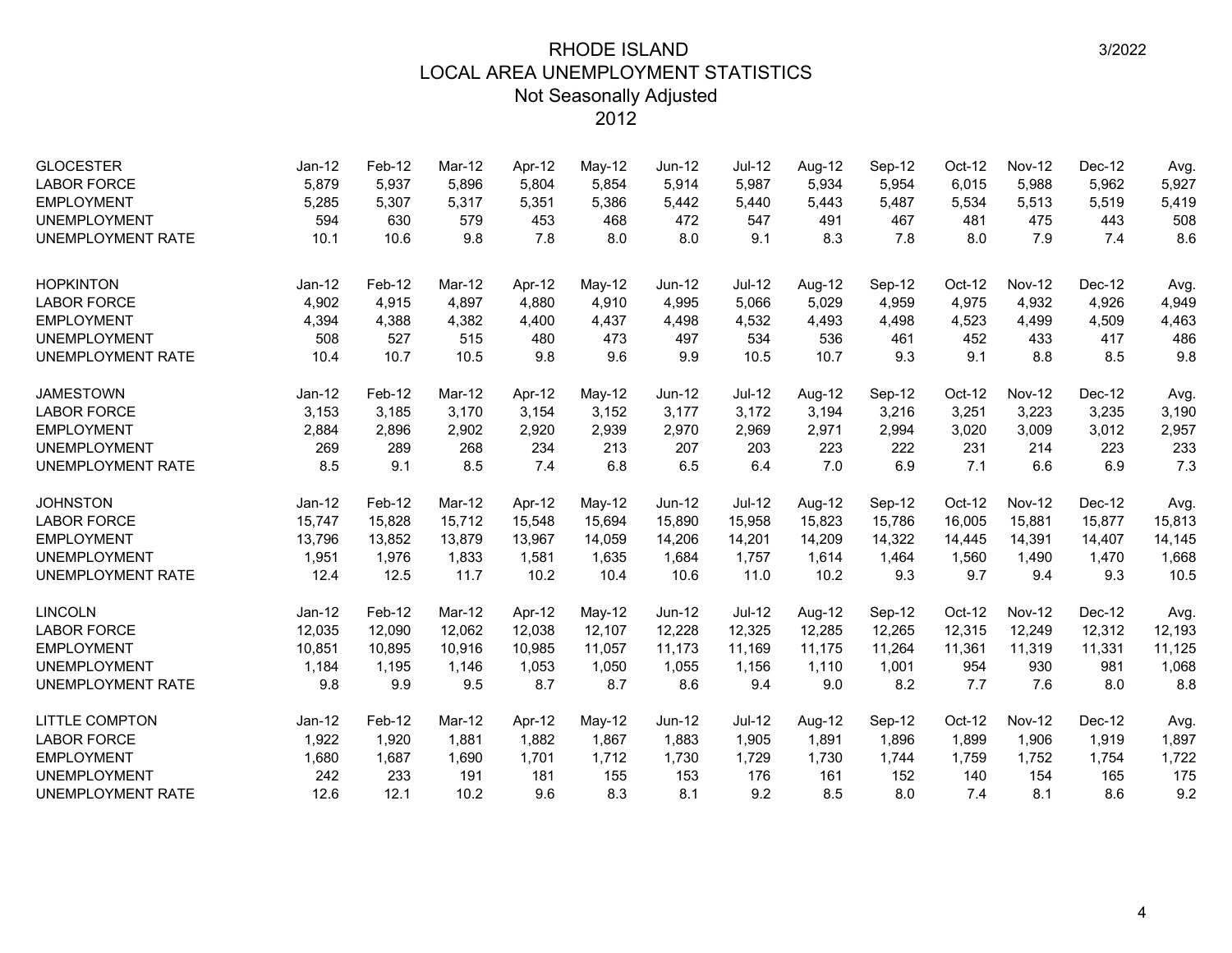# RHODE ISLAND
## LOCAL AREA UNEMPLOYMENT STATISTICS
### Not Seasonally Adjusted
### 2012

3/2022

| GLOCESTER | Jan-12 | Feb-12 | Mar-12 | Apr-12 | May-12 | Jun-12 | Jul-12 | Aug-12 | Sep-12 | Oct-12 | Nov-12 | Dec-12 | Avg. |
|---|---|---|---|---|---|---|---|---|---|---|---|---|---|
| LABOR FORCE | 5,879 | 5,937 | 5,896 | 5,804 | 5,854 | 5,914 | 5,987 | 5,934 | 5,954 | 6,015 | 5,988 | 5,962 | 5,927 |
| EMPLOYMENT | 5,285 | 5,307 | 5,317 | 5,351 | 5,386 | 5,442 | 5,440 | 5,443 | 5,487 | 5,534 | 5,513 | 5,519 | 5,419 |
| UNEMPLOYMENT | 594 | 630 | 579 | 453 | 468 | 472 | 547 | 491 | 467 | 481 | 475 | 443 | 508 |
| UNEMPLOYMENT RATE | 10.1 | 10.6 | 9.8 | 7.8 | 8.0 | 8.0 | 9.1 | 8.3 | 7.8 | 8.0 | 7.9 | 7.4 | 8.6 |

| HOPKINTON | Jan-12 | Feb-12 | Mar-12 | Apr-12 | May-12 | Jun-12 | Jul-12 | Aug-12 | Sep-12 | Oct-12 | Nov-12 | Dec-12 | Avg. |
|---|---|---|---|---|---|---|---|---|---|---|---|---|---|
| LABOR FORCE | 4,902 | 4,915 | 4,897 | 4,880 | 4,910 | 4,995 | 5,066 | 5,029 | 4,959 | 4,975 | 4,932 | 4,926 | 4,949 |
| EMPLOYMENT | 4,394 | 4,388 | 4,382 | 4,400 | 4,437 | 4,498 | 4,532 | 4,493 | 4,498 | 4,523 | 4,499 | 4,509 | 4,463 |
| UNEMPLOYMENT | 508 | 527 | 515 | 480 | 473 | 497 | 534 | 536 | 461 | 452 | 433 | 417 | 486 |
| UNEMPLOYMENT RATE | 10.4 | 10.7 | 10.5 | 9.8 | 9.6 | 9.9 | 10.5 | 10.7 | 9.3 | 9.1 | 8.8 | 8.5 | 9.8 |

| JAMESTOWN | Jan-12 | Feb-12 | Mar-12 | Apr-12 | May-12 | Jun-12 | Jul-12 | Aug-12 | Sep-12 | Oct-12 | Nov-12 | Dec-12 | Avg. |
|---|---|---|---|---|---|---|---|---|---|---|---|---|---|
| LABOR FORCE | 3,153 | 3,185 | 3,170 | 3,154 | 3,152 | 3,177 | 3,172 | 3,194 | 3,216 | 3,251 | 3,223 | 3,235 | 3,190 |
| EMPLOYMENT | 2,884 | 2,896 | 2,902 | 2,920 | 2,939 | 2,970 | 2,969 | 2,971 | 2,994 | 3,020 | 3,009 | 3,012 | 2,957 |
| UNEMPLOYMENT | 269 | 289 | 268 | 234 | 213 | 207 | 203 | 223 | 222 | 231 | 214 | 223 | 233 |
| UNEMPLOYMENT RATE | 8.5 | 9.1 | 8.5 | 7.4 | 6.8 | 6.5 | 6.4 | 7.0 | 6.9 | 7.1 | 6.6 | 6.9 | 7.3 |

| JOHNSTON | Jan-12 | Feb-12 | Mar-12 | Apr-12 | May-12 | Jun-12 | Jul-12 | Aug-12 | Sep-12 | Oct-12 | Nov-12 | Dec-12 | Avg. |
|---|---|---|---|---|---|---|---|---|---|---|---|---|---|
| LABOR FORCE | 15,747 | 15,828 | 15,712 | 15,548 | 15,694 | 15,890 | 15,958 | 15,823 | 15,786 | 16,005 | 15,881 | 15,877 | 15,813 |
| EMPLOYMENT | 13,796 | 13,852 | 13,879 | 13,967 | 14,059 | 14,206 | 14,201 | 14,209 | 14,322 | 14,445 | 14,391 | 14,407 | 14,145 |
| UNEMPLOYMENT | 1,951 | 1,976 | 1,833 | 1,581 | 1,635 | 1,684 | 1,757 | 1,614 | 1,464 | 1,560 | 1,490 | 1,470 | 1,668 |
| UNEMPLOYMENT RATE | 12.4 | 12.5 | 11.7 | 10.2 | 10.4 | 10.6 | 11.0 | 10.2 | 9.3 | 9.7 | 9.4 | 9.3 | 10.5 |

| LINCOLN | Jan-12 | Feb-12 | Mar-12 | Apr-12 | May-12 | Jun-12 | Jul-12 | Aug-12 | Sep-12 | Oct-12 | Nov-12 | Dec-12 | Avg. |
|---|---|---|---|---|---|---|---|---|---|---|---|---|---|
| LABOR FORCE | 12,035 | 12,090 | 12,062 | 12,038 | 12,107 | 12,228 | 12,325 | 12,285 | 12,265 | 12,315 | 12,249 | 12,312 | 12,193 |
| EMPLOYMENT | 10,851 | 10,895 | 10,916 | 10,985 | 11,057 | 11,173 | 11,169 | 11,175 | 11,264 | 11,361 | 11,319 | 11,331 | 11,125 |
| UNEMPLOYMENT | 1,184 | 1,195 | 1,146 | 1,053 | 1,050 | 1,055 | 1,156 | 1,110 | 1,001 | 954 | 930 | 981 | 1,068 |
| UNEMPLOYMENT RATE | 9.8 | 9.9 | 9.5 | 8.7 | 8.7 | 8.6 | 9.4 | 9.0 | 8.2 | 7.7 | 7.6 | 8.0 | 8.8 |

| LITTLE COMPTON | Jan-12 | Feb-12 | Mar-12 | Apr-12 | May-12 | Jun-12 | Jul-12 | Aug-12 | Sep-12 | Oct-12 | Nov-12 | Dec-12 | Avg. |
|---|---|---|---|---|---|---|---|---|---|---|---|---|---|
| LABOR FORCE | 1,922 | 1,920 | 1,881 | 1,882 | 1,867 | 1,883 | 1,905 | 1,891 | 1,896 | 1,899 | 1,906 | 1,919 | 1,897 |
| EMPLOYMENT | 1,680 | 1,687 | 1,690 | 1,701 | 1,712 | 1,730 | 1,729 | 1,730 | 1,744 | 1,759 | 1,752 | 1,754 | 1,722 |
| UNEMPLOYMENT | 242 | 233 | 191 | 181 | 155 | 153 | 176 | 161 | 152 | 140 | 154 | 165 | 175 |
| UNEMPLOYMENT RATE | 12.6 | 12.1 | 10.2 | 9.6 | 8.3 | 8.1 | 9.2 | 8.5 | 8.0 | 7.4 | 8.1 | 8.6 | 9.2 |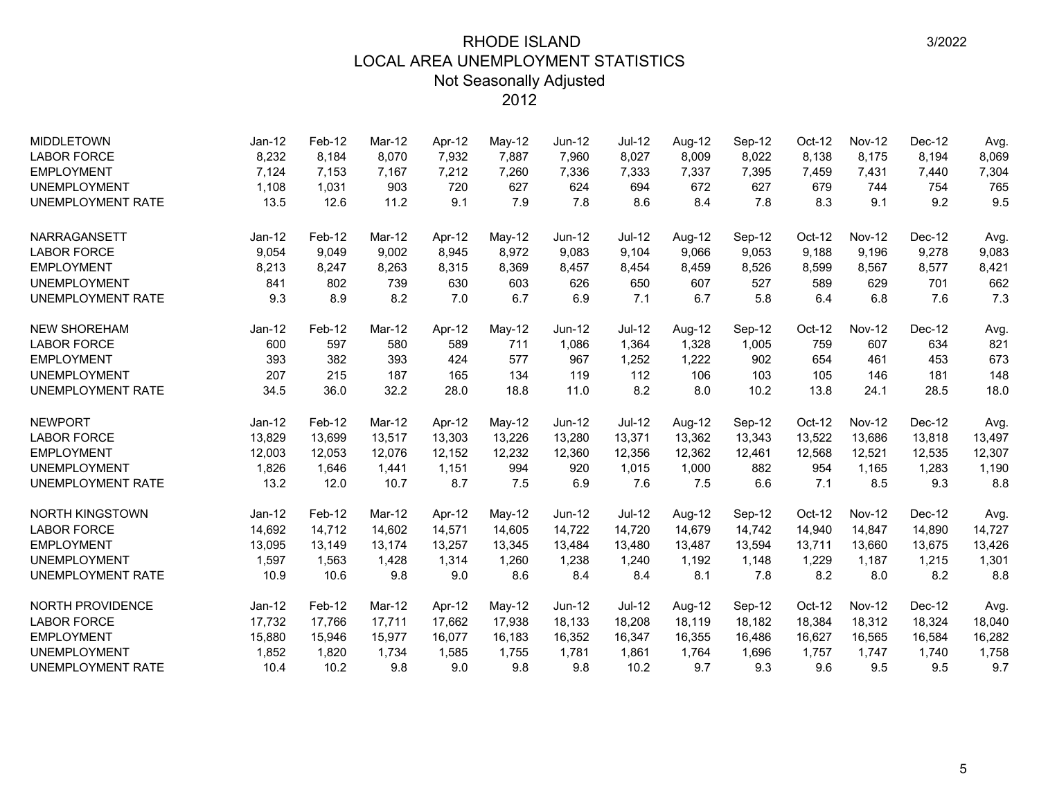# RHODE ISLAND
## LOCAL AREA UNEMPLOYMENT STATISTICS
### Not Seasonally Adjusted
### 2012

3/2022

| MIDDLETOWN | Jan-12 | Feb-12 | Mar-12 | Apr-12 | May-12 | Jun-12 | Jul-12 | Aug-12 | Sep-12 | Oct-12 | Nov-12 | Dec-12 | Avg. |
|---|---|---|---|---|---|---|---|---|---|---|---|---|---|
| LABOR FORCE | 8,232 | 8,184 | 8,070 | 7,932 | 7,887 | 7,960 | 8,027 | 8,009 | 8,022 | 8,138 | 8,175 | 8,194 | 8,069 |
| EMPLOYMENT | 7,124 | 7,153 | 7,167 | 7,212 | 7,260 | 7,336 | 7,333 | 7,337 | 7,395 | 7,459 | 7,431 | 7,440 | 7,304 |
| UNEMPLOYMENT | 1,108 | 1,031 | 903 | 720 | 627 | 624 | 694 | 672 | 627 | 679 | 744 | 754 | 765 |
| UNEMPLOYMENT RATE | 13.5 | 12.6 | 11.2 | 9.1 | 7.9 | 7.8 | 8.6 | 8.4 | 7.8 | 8.3 | 9.1 | 9.2 | 9.5 |

| NARRAGANSETT | Jan-12 | Feb-12 | Mar-12 | Apr-12 | May-12 | Jun-12 | Jul-12 | Aug-12 | Sep-12 | Oct-12 | Nov-12 | Dec-12 | Avg. |
|---|---|---|---|---|---|---|---|---|---|---|---|---|---|
| LABOR FORCE | 9,054 | 9,049 | 9,002 | 8,945 | 8,972 | 9,083 | 9,104 | 9,066 | 9,053 | 9,188 | 9,196 | 9,278 | 9,083 |
| EMPLOYMENT | 8,213 | 8,247 | 8,263 | 8,315 | 8,369 | 8,457 | 8,454 | 8,459 | 8,526 | 8,599 | 8,567 | 8,577 | 8,421 |
| UNEMPLOYMENT | 841 | 802 | 739 | 630 | 603 | 626 | 650 | 607 | 527 | 589 | 629 | 701 | 662 |
| UNEMPLOYMENT RATE | 9.3 | 8.9 | 8.2 | 7.0 | 6.7 | 6.9 | 7.1 | 6.7 | 5.8 | 6.4 | 6.8 | 7.6 | 7.3 |

| NEW SHOREHAM | Jan-12 | Feb-12 | Mar-12 | Apr-12 | May-12 | Jun-12 | Jul-12 | Aug-12 | Sep-12 | Oct-12 | Nov-12 | Dec-12 | Avg. |
|---|---|---|---|---|---|---|---|---|---|---|---|---|---|
| LABOR FORCE | 600 | 597 | 580 | 589 | 711 | 1,086 | 1,364 | 1,328 | 1,005 | 759 | 607 | 634 | 821 |
| EMPLOYMENT | 393 | 382 | 393 | 424 | 577 | 967 | 1,252 | 1,222 | 902 | 654 | 461 | 453 | 673 |
| UNEMPLOYMENT | 207 | 215 | 187 | 165 | 134 | 119 | 112 | 106 | 103 | 105 | 146 | 181 | 148 |
| UNEMPLOYMENT RATE | 34.5 | 36.0 | 32.2 | 28.0 | 18.8 | 11.0 | 8.2 | 8.0 | 10.2 | 13.8 | 24.1 | 28.5 | 18.0 |

| NEWPORT | Jan-12 | Feb-12 | Mar-12 | Apr-12 | May-12 | Jun-12 | Jul-12 | Aug-12 | Sep-12 | Oct-12 | Nov-12 | Dec-12 | Avg. |
|---|---|---|---|---|---|---|---|---|---|---|---|---|---|
| LABOR FORCE | 13,829 | 13,699 | 13,517 | 13,303 | 13,226 | 13,280 | 13,371 | 13,362 | 13,343 | 13,522 | 13,686 | 13,818 | 13,497 |
| EMPLOYMENT | 12,003 | 12,053 | 12,076 | 12,152 | 12,232 | 12,360 | 12,356 | 12,362 | 12,461 | 12,568 | 12,521 | 12,535 | 12,307 |
| UNEMPLOYMENT | 1,826 | 1,646 | 1,441 | 1,151 | 994 | 920 | 1,015 | 1,000 | 882 | 954 | 1,165 | 1,283 | 1,190 |
| UNEMPLOYMENT RATE | 13.2 | 12.0 | 10.7 | 8.7 | 7.5 | 6.9 | 7.6 | 7.5 | 6.6 | 7.1 | 8.5 | 9.3 | 8.8 |

| NORTH KINGSTOWN | Jan-12 | Feb-12 | Mar-12 | Apr-12 | May-12 | Jun-12 | Jul-12 | Aug-12 | Sep-12 | Oct-12 | Nov-12 | Dec-12 | Avg. |
|---|---|---|---|---|---|---|---|---|---|---|---|---|---|
| LABOR FORCE | 14,692 | 14,712 | 14,602 | 14,571 | 14,605 | 14,722 | 14,720 | 14,679 | 14,742 | 14,940 | 14,847 | 14,890 | 14,727 |
| EMPLOYMENT | 13,095 | 13,149 | 13,174 | 13,257 | 13,345 | 13,484 | 13,480 | 13,487 | 13,594 | 13,711 | 13,660 | 13,675 | 13,426 |
| UNEMPLOYMENT | 1,597 | 1,563 | 1,428 | 1,314 | 1,260 | 1,238 | 1,240 | 1,192 | 1,148 | 1,229 | 1,187 | 1,215 | 1,301 |
| UNEMPLOYMENT RATE | 10.9 | 10.6 | 9.8 | 9.0 | 8.6 | 8.4 | 8.4 | 8.1 | 7.8 | 8.2 | 8.0 | 8.2 | 8.8 |

| NORTH PROVIDENCE | Jan-12 | Feb-12 | Mar-12 | Apr-12 | May-12 | Jun-12 | Jul-12 | Aug-12 | Sep-12 | Oct-12 | Nov-12 | Dec-12 | Avg. |
|---|---|---|---|---|---|---|---|---|---|---|---|---|---|
| LABOR FORCE | 17,732 | 17,766 | 17,711 | 17,662 | 17,938 | 18,133 | 18,208 | 18,119 | 18,182 | 18,384 | 18,312 | 18,324 | 18,040 |
| EMPLOYMENT | 15,880 | 15,946 | 15,977 | 16,077 | 16,183 | 16,352 | 16,347 | 16,355 | 16,486 | 16,627 | 16,565 | 16,584 | 16,282 |
| UNEMPLOYMENT | 1,852 | 1,820 | 1,734 | 1,585 | 1,755 | 1,781 | 1,861 | 1,764 | 1,696 | 1,757 | 1,747 | 1,740 | 1,758 |
| UNEMPLOYMENT RATE | 10.4 | 10.2 | 9.8 | 9.0 | 9.8 | 9.8 | 10.2 | 9.7 | 9.3 | 9.6 | 9.5 | 9.5 | 9.7 |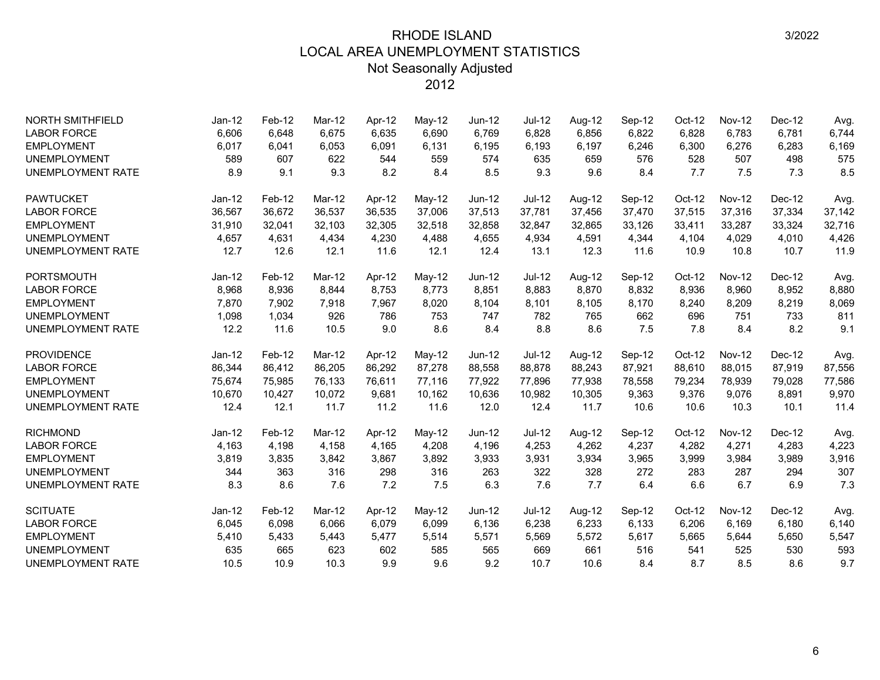# RHODE ISLAND
## LOCAL AREA UNEMPLOYMENT STATISTICS
### Not Seasonally Adjusted
### 2012

| NORTH SMITHFIELD | Jan-12 | Feb-12 | Mar-12 | Apr-12 | May-12 | Jun-12 | Jul-12 | Aug-12 | Sep-12 | Oct-12 | Nov-12 | Dec-12 | Avg. |
|---|---|---|---|---|---|---|---|---|---|---|---|---|---|
| LABOR FORCE | 6,606 | 6,648 | 6,675 | 6,635 | 6,690 | 6,769 | 6,828 | 6,856 | 6,822 | 6,828 | 6,783 | 6,781 | 6,744 |
| EMPLOYMENT | 6,017 | 6,041 | 6,053 | 6,091 | 6,131 | 6,195 | 6,193 | 6,197 | 6,246 | 6,300 | 6,276 | 6,283 | 6,169 |
| UNEMPLOYMENT | 589 | 607 | 622 | 544 | 559 | 574 | 635 | 659 | 576 | 528 | 507 | 498 | 575 |
| UNEMPLOYMENT RATE | 8.9 | 9.1 | 9.3 | 8.2 | 8.4 | 8.5 | 9.3 | 9.6 | 8.4 | 7.7 | 7.5 | 7.3 | 8.5 |

| PAWTUCKET | Jan-12 | Feb-12 | Mar-12 | Apr-12 | May-12 | Jun-12 | Jul-12 | Aug-12 | Sep-12 | Oct-12 | Nov-12 | Dec-12 | Avg. |
|---|---|---|---|---|---|---|---|---|---|---|---|---|---|
| LABOR FORCE | 36,567 | 36,672 | 36,537 | 36,535 | 37,006 | 37,513 | 37,781 | 37,456 | 37,470 | 37,515 | 37,316 | 37,334 | 37,142 |
| EMPLOYMENT | 31,910 | 32,041 | 32,103 | 32,305 | 32,518 | 32,858 | 32,847 | 32,865 | 33,126 | 33,411 | 33,287 | 33,324 | 32,716 |
| UNEMPLOYMENT | 4,657 | 4,631 | 4,434 | 4,230 | 4,488 | 4,655 | 4,934 | 4,591 | 4,344 | 4,104 | 4,029 | 4,010 | 4,426 |
| UNEMPLOYMENT RATE | 12.7 | 12.6 | 12.1 | 11.6 | 12.1 | 12.4 | 13.1 | 12.3 | 11.6 | 10.9 | 10.8 | 10.7 | 11.9 |

| PORTSMOUTH | Jan-12 | Feb-12 | Mar-12 | Apr-12 | May-12 | Jun-12 | Jul-12 | Aug-12 | Sep-12 | Oct-12 | Nov-12 | Dec-12 | Avg. |
|---|---|---|---|---|---|---|---|---|---|---|---|---|---|
| LABOR FORCE | 8,968 | 8,936 | 8,844 | 8,753 | 8,773 | 8,851 | 8,883 | 8,870 | 8,832 | 8,936 | 8,960 | 8,952 | 8,880 |
| EMPLOYMENT | 7,870 | 7,902 | 7,918 | 7,967 | 8,020 | 8,104 | 8,101 | 8,105 | 8,170 | 8,240 | 8,209 | 8,219 | 8,069 |
| UNEMPLOYMENT | 1,098 | 1,034 | 926 | 786 | 753 | 747 | 782 | 765 | 662 | 696 | 751 | 733 | 811 |
| UNEMPLOYMENT RATE | 12.2 | 11.6 | 10.5 | 9.0 | 8.6 | 8.4 | 8.8 | 8.6 | 7.5 | 7.8 | 8.4 | 8.2 | 9.1 |

| PROVIDENCE | Jan-12 | Feb-12 | Mar-12 | Apr-12 | May-12 | Jun-12 | Jul-12 | Aug-12 | Sep-12 | Oct-12 | Nov-12 | Dec-12 | Avg. |
|---|---|---|---|---|---|---|---|---|---|---|---|---|---|
| LABOR FORCE | 86,344 | 86,412 | 86,205 | 86,292 | 87,278 | 88,558 | 88,878 | 88,243 | 87,921 | 88,610 | 88,015 | 87,919 | 87,556 |
| EMPLOYMENT | 75,674 | 75,985 | 76,133 | 76,611 | 77,116 | 77,922 | 77,896 | 77,938 | 78,558 | 79,234 | 78,939 | 79,028 | 77,586 |
| UNEMPLOYMENT | 10,670 | 10,427 | 10,072 | 9,681 | 10,162 | 10,636 | 10,982 | 10,305 | 9,363 | 9,376 | 9,076 | 8,891 | 9,970 |
| UNEMPLOYMENT RATE | 12.4 | 12.1 | 11.7 | 11.2 | 11.6 | 12.0 | 12.4 | 11.7 | 10.6 | 10.6 | 10.3 | 10.1 | 11.4 |

| RICHMOND | Jan-12 | Feb-12 | Mar-12 | Apr-12 | May-12 | Jun-12 | Jul-12 | Aug-12 | Sep-12 | Oct-12 | Nov-12 | Dec-12 | Avg. |
|---|---|---|---|---|---|---|---|---|---|---|---|---|---|
| LABOR FORCE | 4,163 | 4,198 | 4,158 | 4,165 | 4,208 | 4,196 | 4,253 | 4,262 | 4,237 | 4,282 | 4,271 | 4,283 | 4,223 |
| EMPLOYMENT | 3,819 | 3,835 | 3,842 | 3,867 | 3,892 | 3,933 | 3,931 | 3,934 | 3,965 | 3,999 | 3,984 | 3,989 | 3,916 |
| UNEMPLOYMENT | 344 | 363 | 316 | 298 | 316 | 263 | 322 | 328 | 272 | 283 | 287 | 294 | 307 |
| UNEMPLOYMENT RATE | 8.3 | 8.6 | 7.6 | 7.2 | 7.5 | 6.3 | 7.6 | 7.7 | 6.4 | 6.6 | 6.7 | 6.9 | 7.3 |

| SCITUATE | Jan-12 | Feb-12 | Mar-12 | Apr-12 | May-12 | Jun-12 | Jul-12 | Aug-12 | Sep-12 | Oct-12 | Nov-12 | Dec-12 | Avg. |
|---|---|---|---|---|---|---|---|---|---|---|---|---|---|
| LABOR FORCE | 6,045 | 6,098 | 6,066 | 6,079 | 6,099 | 6,136 | 6,238 | 6,233 | 6,133 | 6,206 | 6,169 | 6,180 | 6,140 |
| EMPLOYMENT | 5,410 | 5,433 | 5,443 | 5,477 | 5,514 | 5,571 | 5,569 | 5,572 | 5,617 | 5,665 | 5,644 | 5,650 | 5,547 |
| UNEMPLOYMENT | 635 | 665 | 623 | 602 | 585 | 565 | 669 | 661 | 516 | 541 | 525 | 530 | 593 |
| UNEMPLOYMENT RATE | 10.5 | 10.9 | 10.3 | 9.9 | 9.6 | 9.2 | 10.7 | 10.6 | 8.4 | 8.7 | 8.5 | 8.6 | 9.7 |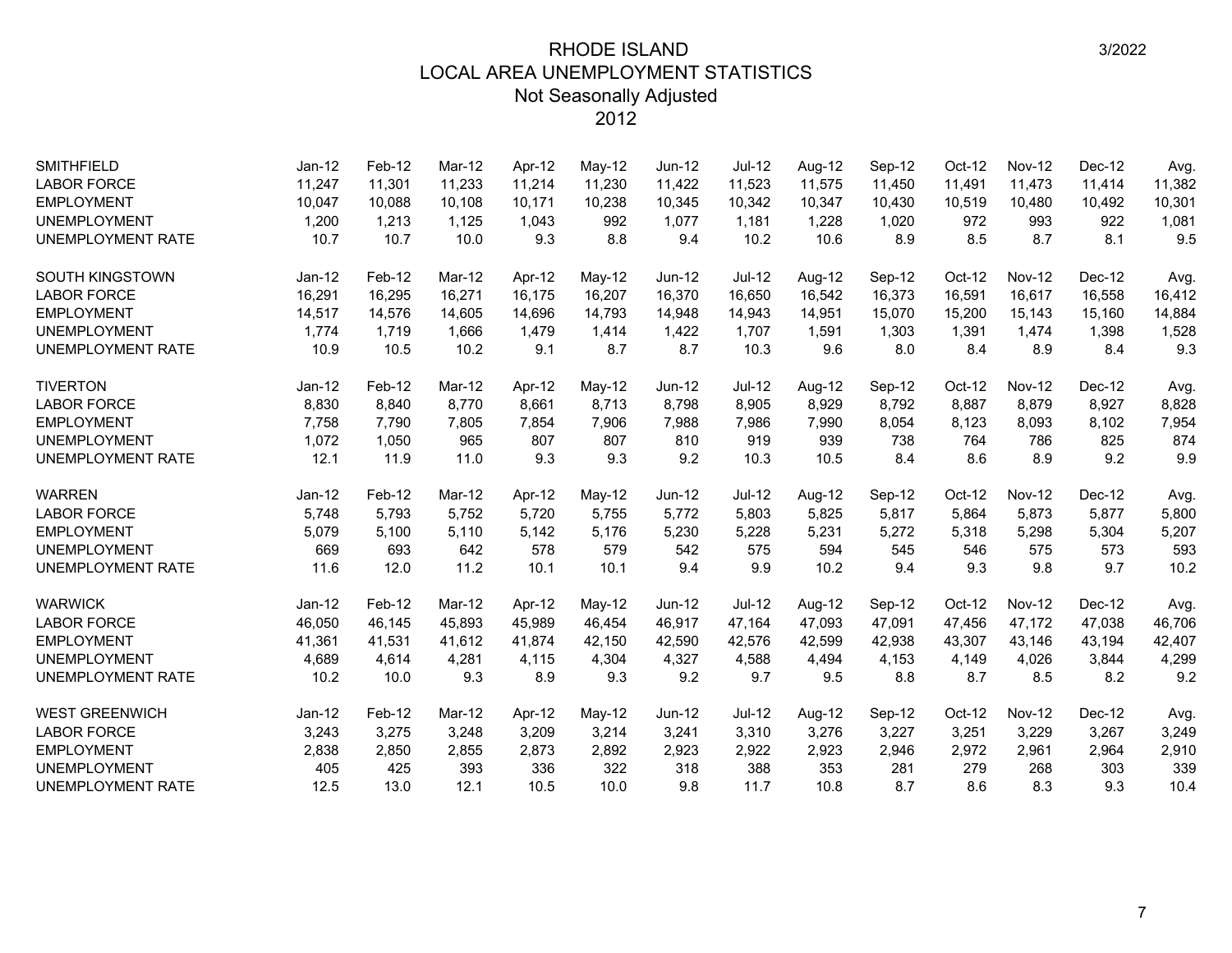# RHODE ISLAND
## LOCAL AREA UNEMPLOYMENT STATISTICS
### Not Seasonally Adjusted
### 2012

3/2022

| SMITHFIELD | Jan-12 | Feb-12 | Mar-12 | Apr-12 | May-12 | Jun-12 | Jul-12 | Aug-12 | Sep-12 | Oct-12 | Nov-12 | Dec-12 | Avg. |
|---|---|---|---|---|---|---|---|---|---|---|---|---|---|
| LABOR FORCE | 11,247 | 11,301 | 11,233 | 11,214 | 11,230 | 11,422 | 11,523 | 11,575 | 11,450 | 11,491 | 11,473 | 11,414 | 11,382 |
| EMPLOYMENT | 10,047 | 10,088 | 10,108 | 10,171 | 10,238 | 10,345 | 10,342 | 10,347 | 10,430 | 10,519 | 10,480 | 10,492 | 10,301 |
| UNEMPLOYMENT | 1,200 | 1,213 | 1,125 | 1,043 | 992 | 1,077 | 1,181 | 1,228 | 1,020 | 972 | 993 | 922 | 1,081 |
| UNEMPLOYMENT RATE | 10.7 | 10.7 | 10.0 | 9.3 | 8.8 | 9.4 | 10.2 | 10.6 | 8.9 | 8.5 | 8.7 | 8.1 | 9.5 |

| SOUTH KINGSTOWN | Jan-12 | Feb-12 | Mar-12 | Apr-12 | May-12 | Jun-12 | Jul-12 | Aug-12 | Sep-12 | Oct-12 | Nov-12 | Dec-12 | Avg. |
|---|---|---|---|---|---|---|---|---|---|---|---|---|---|
| LABOR FORCE | 16,291 | 16,295 | 16,271 | 16,175 | 16,207 | 16,370 | 16,650 | 16,542 | 16,373 | 16,591 | 16,617 | 16,558 | 16,412 |
| EMPLOYMENT | 14,517 | 14,576 | 14,605 | 14,696 | 14,793 | 14,948 | 14,943 | 14,951 | 15,070 | 15,200 | 15,143 | 15,160 | 14,884 |
| UNEMPLOYMENT | 1,774 | 1,719 | 1,666 | 1,479 | 1,414 | 1,422 | 1,707 | 1,591 | 1,303 | 1,391 | 1,474 | 1,398 | 1,528 |
| UNEMPLOYMENT RATE | 10.9 | 10.5 | 10.2 | 9.1 | 8.7 | 8.7 | 10.3 | 9.6 | 8.0 | 8.4 | 8.9 | 8.4 | 9.3 |

| TIVERTON | Jan-12 | Feb-12 | Mar-12 | Apr-12 | May-12 | Jun-12 | Jul-12 | Aug-12 | Sep-12 | Oct-12 | Nov-12 | Dec-12 | Avg. |
|---|---|---|---|---|---|---|---|---|---|---|---|---|---|
| LABOR FORCE | 8,830 | 8,840 | 8,770 | 8,661 | 8,713 | 8,798 | 8,905 | 8,929 | 8,792 | 8,887 | 8,879 | 8,927 | 8,828 |
| EMPLOYMENT | 7,758 | 7,790 | 7,805 | 7,854 | 7,906 | 7,988 | 7,986 | 7,990 | 8,054 | 8,123 | 8,093 | 8,102 | 7,954 |
| UNEMPLOYMENT | 1,072 | 1,050 | 965 | 807 | 807 | 810 | 919 | 939 | 738 | 764 | 786 | 825 | 874 |
| UNEMPLOYMENT RATE | 12.1 | 11.9 | 11.0 | 9.3 | 9.3 | 9.2 | 10.3 | 10.5 | 8.4 | 8.6 | 8.9 | 9.2 | 9.9 |

| WARREN | Jan-12 | Feb-12 | Mar-12 | Apr-12 | May-12 | Jun-12 | Jul-12 | Aug-12 | Sep-12 | Oct-12 | Nov-12 | Dec-12 | Avg. |
|---|---|---|---|---|---|---|---|---|---|---|---|---|---|
| LABOR FORCE | 5,748 | 5,793 | 5,752 | 5,720 | 5,755 | 5,772 | 5,803 | 5,825 | 5,817 | 5,864 | 5,873 | 5,877 | 5,800 |
| EMPLOYMENT | 5,079 | 5,100 | 5,110 | 5,142 | 5,176 | 5,230 | 5,228 | 5,231 | 5,272 | 5,318 | 5,298 | 5,304 | 5,207 |
| UNEMPLOYMENT | 669 | 693 | 642 | 578 | 579 | 542 | 575 | 594 | 545 | 546 | 575 | 573 | 593 |
| UNEMPLOYMENT RATE | 11.6 | 12.0 | 11.2 | 10.1 | 10.1 | 9.4 | 9.9 | 10.2 | 9.4 | 9.3 | 9.8 | 9.7 | 10.2 |

| WARWICK | Jan-12 | Feb-12 | Mar-12 | Apr-12 | May-12 | Jun-12 | Jul-12 | Aug-12 | Sep-12 | Oct-12 | Nov-12 | Dec-12 | Avg. |
|---|---|---|---|---|---|---|---|---|---|---|---|---|---|
| LABOR FORCE | 46,050 | 46,145 | 45,893 | 45,989 | 46,454 | 46,917 | 47,164 | 47,093 | 47,091 | 47,456 | 47,172 | 47,038 | 46,706 |
| EMPLOYMENT | 41,361 | 41,531 | 41,612 | 41,874 | 42,150 | 42,590 | 42,576 | 42,599 | 42,938 | 43,307 | 43,146 | 43,194 | 42,407 |
| UNEMPLOYMENT | 4,689 | 4,614 | 4,281 | 4,115 | 4,304 | 4,327 | 4,588 | 4,494 | 4,153 | 4,149 | 4,026 | 3,844 | 4,299 |
| UNEMPLOYMENT RATE | 10.2 | 10.0 | 9.3 | 8.9 | 9.3 | 9.2 | 9.7 | 9.5 | 8.8 | 8.7 | 8.5 | 8.2 | 9.2 |

| WEST GREENWICH | Jan-12 | Feb-12 | Mar-12 | Apr-12 | May-12 | Jun-12 | Jul-12 | Aug-12 | Sep-12 | Oct-12 | Nov-12 | Dec-12 | Avg. |
|---|---|---|---|---|---|---|---|---|---|---|---|---|---|
| LABOR FORCE | 3,243 | 3,275 | 3,248 | 3,209 | 3,214 | 3,241 | 3,310 | 3,276 | 3,227 | 3,251 | 3,229 | 3,267 | 3,249 |
| EMPLOYMENT | 2,838 | 2,850 | 2,855 | 2,873 | 2,892 | 2,923 | 2,922 | 2,923 | 2,946 | 2,972 | 2,961 | 2,964 | 2,910 |
| UNEMPLOYMENT | 405 | 425 | 393 | 336 | 322 | 318 | 388 | 353 | 281 | 279 | 268 | 303 | 339 |
| UNEMPLOYMENT RATE | 12.5 | 13.0 | 12.1 | 10.5 | 10.0 | 9.8 | 11.7 | 10.8 | 8.7 | 8.6 | 8.3 | 9.3 | 10.4 |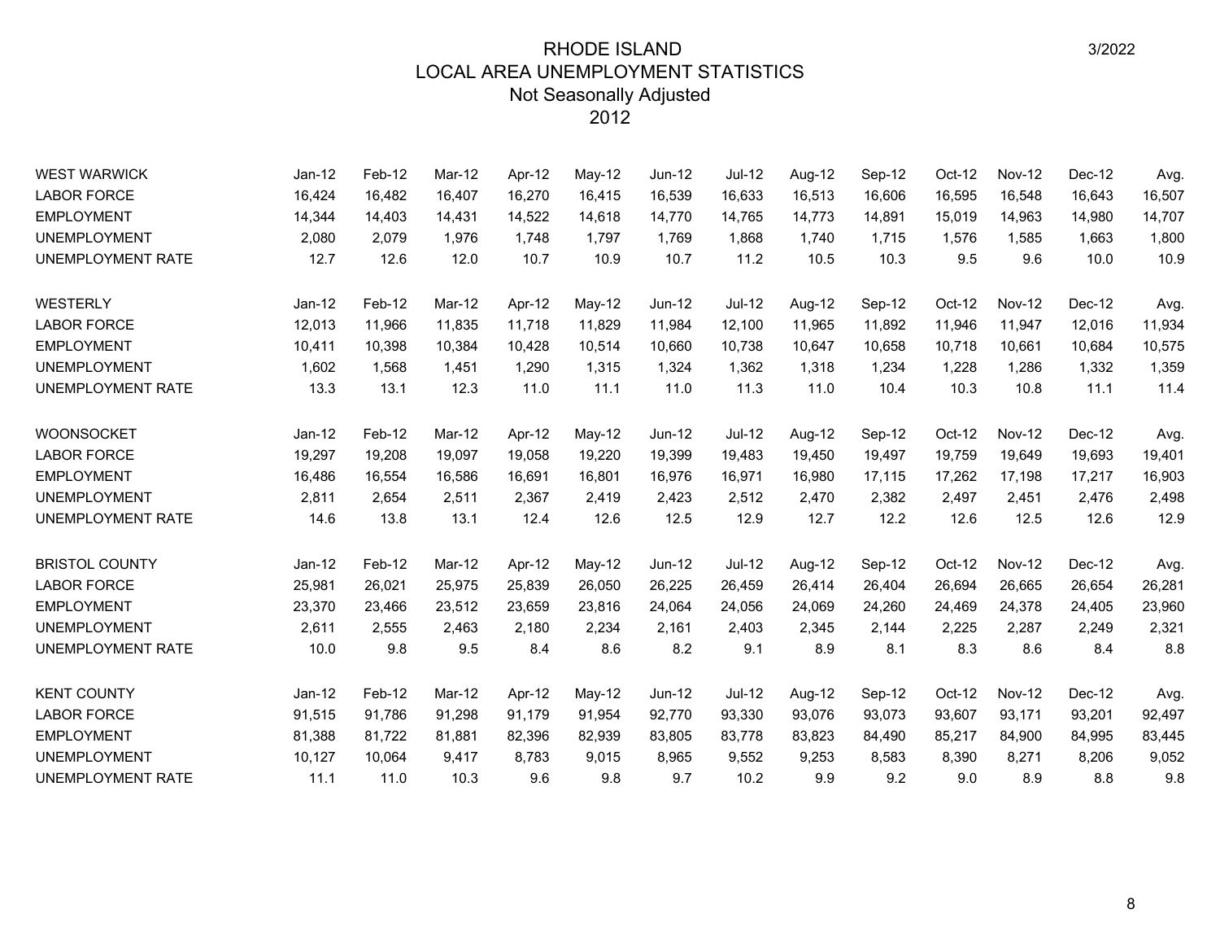# RHODE ISLAND
## LOCAL AREA UNEMPLOYMENT STATISTICS
### Not Seasonally Adjusted
### 2012

| WEST WARWICK | Jan-12 | Feb-12 | Mar-12 | Apr-12 | May-12 | Jun-12 | Jul-12 | Aug-12 | Sep-12 | Oct-12 | Nov-12 | Dec-12 | Avg. |
|---|---|---|---|---|---|---|---|---|---|---|---|---|---|
| LABOR FORCE | 16,424 | 16,482 | 16,407 | 16,270 | 16,415 | 16,539 | 16,633 | 16,513 | 16,606 | 16,595 | 16,548 | 16,643 | 16,507 |
| EMPLOYMENT | 14,344 | 14,403 | 14,431 | 14,522 | 14,618 | 14,770 | 14,765 | 14,773 | 14,891 | 15,019 | 14,963 | 14,980 | 14,707 |
| UNEMPLOYMENT | 2,080 | 2,079 | 1,976 | 1,748 | 1,797 | 1,769 | 1,868 | 1,740 | 1,715 | 1,576 | 1,585 | 1,663 | 1,800 |
| UNEMPLOYMENT RATE | 12.7 | 12.6 | 12.0 | 10.7 | 10.9 | 10.7 | 11.2 | 10.5 | 10.3 | 9.5 | 9.6 | 10.0 | 10.9 |

| WESTERLY | Jan-12 | Feb-12 | Mar-12 | Apr-12 | May-12 | Jun-12 | Jul-12 | Aug-12 | Sep-12 | Oct-12 | Nov-12 | Dec-12 | Avg. |
|---|---|---|---|---|---|---|---|---|---|---|---|---|---|
| LABOR FORCE | 12,013 | 11,966 | 11,835 | 11,718 | 11,829 | 11,984 | 12,100 | 11,965 | 11,892 | 11,946 | 11,947 | 12,016 | 11,934 |
| EMPLOYMENT | 10,411 | 10,398 | 10,384 | 10,428 | 10,514 | 10,660 | 10,738 | 10,647 | 10,658 | 10,718 | 10,661 | 10,684 | 10,575 |
| UNEMPLOYMENT | 1,602 | 1,568 | 1,451 | 1,290 | 1,315 | 1,324 | 1,362 | 1,318 | 1,234 | 1,228 | 1,286 | 1,332 | 1,359 |
| UNEMPLOYMENT RATE | 13.3 | 13.1 | 12.3 | 11.0 | 11.1 | 11.0 | 11.3 | 11.0 | 10.4 | 10.3 | 10.8 | 11.1 | 11.4 |

| WOONSOCKET | Jan-12 | Feb-12 | Mar-12 | Apr-12 | May-12 | Jun-12 | Jul-12 | Aug-12 | Sep-12 | Oct-12 | Nov-12 | Dec-12 | Avg. |
|---|---|---|---|---|---|---|---|---|---|---|---|---|---|
| LABOR FORCE | 19,297 | 19,208 | 19,097 | 19,058 | 19,220 | 19,399 | 19,483 | 19,450 | 19,497 | 19,759 | 19,649 | 19,693 | 19,401 |
| EMPLOYMENT | 16,486 | 16,554 | 16,586 | 16,691 | 16,801 | 16,976 | 16,971 | 16,980 | 17,115 | 17,262 | 17,198 | 17,217 | 16,903 |
| UNEMPLOYMENT | 2,811 | 2,654 | 2,511 | 2,367 | 2,419 | 2,423 | 2,512 | 2,470 | 2,382 | 2,497 | 2,451 | 2,476 | 2,498 |
| UNEMPLOYMENT RATE | 14.6 | 13.8 | 13.1 | 12.4 | 12.6 | 12.5 | 12.9 | 12.7 | 12.2 | 12.6 | 12.5 | 12.6 | 12.9 |

| BRISTOL COUNTY | Jan-12 | Feb-12 | Mar-12 | Apr-12 | May-12 | Jun-12 | Jul-12 | Aug-12 | Sep-12 | Oct-12 | Nov-12 | Dec-12 | Avg. |
|---|---|---|---|---|---|---|---|---|---|---|---|---|---|
| LABOR FORCE | 25,981 | 26,021 | 25,975 | 25,839 | 26,050 | 26,225 | 26,459 | 26,414 | 26,404 | 26,694 | 26,665 | 26,654 | 26,281 |
| EMPLOYMENT | 23,370 | 23,466 | 23,512 | 23,659 | 23,816 | 24,064 | 24,056 | 24,069 | 24,260 | 24,469 | 24,378 | 24,405 | 23,960 |
| UNEMPLOYMENT | 2,611 | 2,555 | 2,463 | 2,180 | 2,234 | 2,161 | 2,403 | 2,345 | 2,144 | 2,225 | 2,287 | 2,249 | 2,321 |
| UNEMPLOYMENT RATE | 10.0 | 9.8 | 9.5 | 8.4 | 8.6 | 8.2 | 9.1 | 8.9 | 8.1 | 8.3 | 8.6 | 8.4 | 8.8 |

| KENT COUNTY | Jan-12 | Feb-12 | Mar-12 | Apr-12 | May-12 | Jun-12 | Jul-12 | Aug-12 | Sep-12 | Oct-12 | Nov-12 | Dec-12 | Avg. |
|---|---|---|---|---|---|---|---|---|---|---|---|---|---|
| LABOR FORCE | 91,515 | 91,786 | 91,298 | 91,179 | 91,954 | 92,770 | 93,330 | 93,076 | 93,073 | 93,607 | 93,171 | 93,201 | 92,497 |
| EMPLOYMENT | 81,388 | 81,722 | 81,881 | 82,396 | 82,939 | 83,805 | 83,778 | 83,823 | 84,490 | 85,217 | 84,900 | 84,995 | 83,445 |
| UNEMPLOYMENT | 10,127 | 10,064 | 9,417 | 8,783 | 9,015 | 8,965 | 9,552 | 9,253 | 8,583 | 8,390 | 8,271 | 8,206 | 9,052 |
| UNEMPLOYMENT RATE | 11.1 | 11.0 | 10.3 | 9.6 | 9.8 | 9.7 | 10.2 | 9.9 | 9.2 | 9.0 | 8.9 | 8.8 | 9.8 |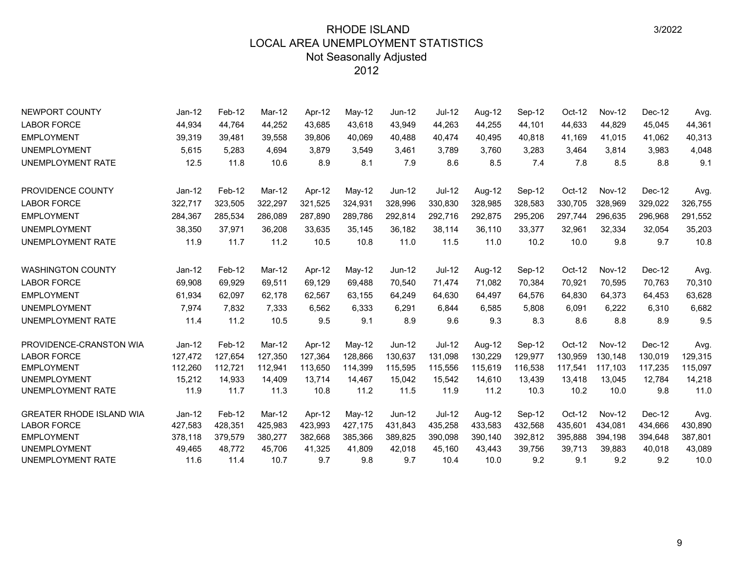# RHODE ISLAND
## LOCAL AREA UNEMPLOYMENT STATISTICS
### Not Seasonally Adjusted
### 2012

3/2022

| NEWPORT COUNTY | Jan-12 | Feb-12 | Mar-12 | Apr-12 | May-12 | Jun-12 | Jul-12 | Aug-12 | Sep-12 | Oct-12 | Nov-12 | Dec-12 | Avg. |
|---|---|---|---|---|---|---|---|---|---|---|---|---|---|
| LABOR FORCE | 44,934 | 44,764 | 44,252 | 43,685 | 43,618 | 43,949 | 44,263 | 44,255 | 44,101 | 44,633 | 44,829 | 45,045 | 44,361 |
| EMPLOYMENT | 39,319 | 39,481 | 39,558 | 39,806 | 40,069 | 40,488 | 40,474 | 40,495 | 40,818 | 41,169 | 41,015 | 41,062 | 40,313 |
| UNEMPLOYMENT | 5,615 | 5,283 | 4,694 | 3,879 | 3,549 | 3,461 | 3,789 | 3,760 | 3,283 | 3,464 | 3,814 | 3,983 | 4,048 |
| UNEMPLOYMENT RATE | 12.5 | 11.8 | 10.6 | 8.9 | 8.1 | 7.9 | 8.6 | 8.5 | 7.4 | 7.8 | 8.5 | 8.8 | 9.1 |

| PROVIDENCE COUNTY | Jan-12 | Feb-12 | Mar-12 | Apr-12 | May-12 | Jun-12 | Jul-12 | Aug-12 | Sep-12 | Oct-12 | Nov-12 | Dec-12 | Avg. |
|---|---|---|---|---|---|---|---|---|---|---|---|---|---|
| LABOR FORCE | 322,717 | 323,505 | 322,297 | 321,525 | 324,931 | 328,996 | 330,830 | 328,985 | 328,583 | 330,705 | 328,969 | 329,022 | 326,755 |
| EMPLOYMENT | 284,367 | 285,534 | 286,089 | 287,890 | 289,786 | 292,814 | 292,716 | 292,875 | 295,206 | 297,744 | 296,635 | 296,968 | 291,552 |
| UNEMPLOYMENT | 38,350 | 37,971 | 36,208 | 33,635 | 35,145 | 36,182 | 38,114 | 36,110 | 33,377 | 32,961 | 32,334 | 32,054 | 35,203 |
| UNEMPLOYMENT RATE | 11.9 | 11.7 | 11.2 | 10.5 | 10.8 | 11.0 | 11.5 | 11.0 | 10.2 | 10.0 | 9.8 | 9.7 | 10.8 |

| WASHINGTON COUNTY | Jan-12 | Feb-12 | Mar-12 | Apr-12 | May-12 | Jun-12 | Jul-12 | Aug-12 | Sep-12 | Oct-12 | Nov-12 | Dec-12 | Avg. |
|---|---|---|---|---|---|---|---|---|---|---|---|---|---|
| LABOR FORCE | 69,908 | 69,929 | 69,511 | 69,129 | 69,488 | 70,540 | 71,474 | 71,082 | 70,384 | 70,921 | 70,595 | 70,763 | 70,310 |
| EMPLOYMENT | 61,934 | 62,097 | 62,178 | 62,567 | 63,155 | 64,249 | 64,630 | 64,497 | 64,576 | 64,830 | 64,373 | 64,453 | 63,628 |
| UNEMPLOYMENT | 7,974 | 7,832 | 7,333 | 6,562 | 6,333 | 6,291 | 6,844 | 6,585 | 5,808 | 6,091 | 6,222 | 6,310 | 6,682 |
| UNEMPLOYMENT RATE | 11.4 | 11.2 | 10.5 | 9.5 | 9.1 | 8.9 | 9.6 | 9.3 | 8.3 | 8.6 | 8.8 | 8.9 | 9.5 |

| PROVIDENCE-CRANSTON WIA | Jan-12 | Feb-12 | Mar-12 | Apr-12 | May-12 | Jun-12 | Jul-12 | Aug-12 | Sep-12 | Oct-12 | Nov-12 | Dec-12 | Avg. |
|---|---|---|---|---|---|---|---|---|---|---|---|---|---|
| LABOR FORCE | 127,472 | 127,654 | 127,350 | 127,364 | 128,866 | 130,637 | 131,098 | 130,229 | 129,977 | 130,959 | 130,148 | 130,019 | 129,315 |
| EMPLOYMENT | 112,260 | 112,721 | 112,941 | 113,650 | 114,399 | 115,595 | 115,556 | 115,619 | 116,538 | 117,541 | 117,103 | 117,235 | 115,097 |
| UNEMPLOYMENT | 15,212 | 14,933 | 14,409 | 13,714 | 14,467 | 15,042 | 15,542 | 14,610 | 13,439 | 13,418 | 13,045 | 12,784 | 14,218 |
| UNEMPLOYMENT RATE | 11.9 | 11.7 | 11.3 | 10.8 | 11.2 | 11.5 | 11.9 | 11.2 | 10.3 | 10.2 | 10.0 | 9.8 | 11.0 |

| GREATER RHODE ISLAND WIA | Jan-12 | Feb-12 | Mar-12 | Apr-12 | May-12 | Jun-12 | Jul-12 | Aug-12 | Sep-12 | Oct-12 | Nov-12 | Dec-12 | Avg. |
|---|---|---|---|---|---|---|---|---|---|---|---|---|---|
| LABOR FORCE | 427,583 | 428,351 | 425,983 | 423,993 | 427,175 | 431,843 | 435,258 | 433,583 | 432,568 | 435,601 | 434,081 | 434,666 | 430,890 |
| EMPLOYMENT | 378,118 | 379,579 | 380,277 | 382,668 | 385,366 | 389,825 | 390,098 | 390,140 | 392,812 | 395,888 | 394,198 | 394,648 | 387,801 |
| UNEMPLOYMENT | 49,465 | 48,772 | 45,706 | 41,325 | 41,809 | 42,018 | 45,160 | 43,443 | 39,756 | 39,713 | 39,883 | 40,018 | 43,089 |
| UNEMPLOYMENT RATE | 11.6 | 11.4 | 10.7 | 9.7 | 9.8 | 9.7 | 10.4 | 10.0 | 9.2 | 9.1 | 9.2 | 9.2 | 10.0 |